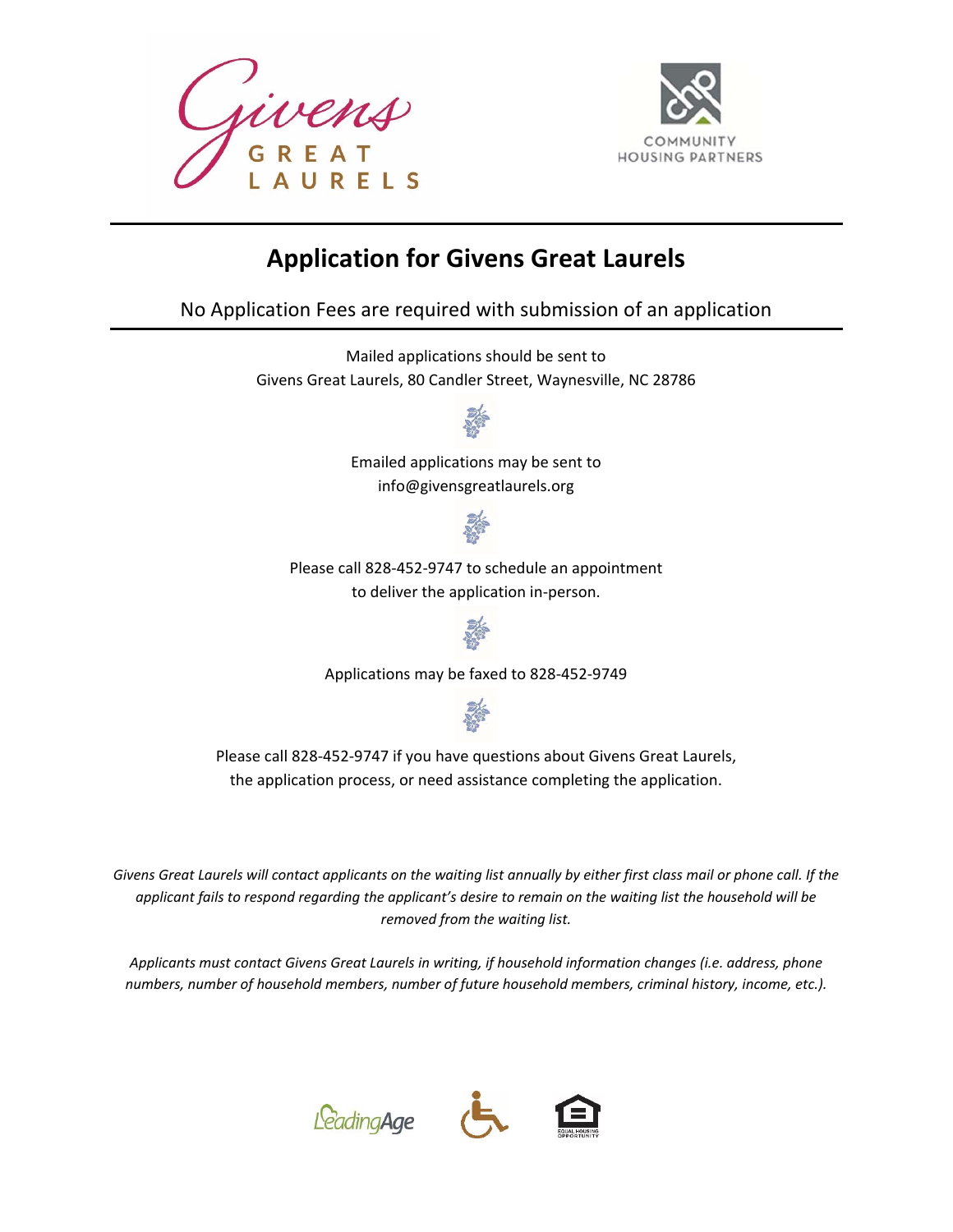Givens GREAT LAURELS

COMMUNITY HOUSING PARTNERS

# Application for Givens Great Laurels

No Application Fees are required with submission of an application

Mailed applications should be sent to
Givens Great Laurels, 80 Candler Street, Waynesville, NC 28786

Emailed applications may be sent to
info@givensgreatlaurels.org

Please call 828-452-9747 to schedule an appointment
to deliver the application in-person.

Applications may be faxed to 828-452-9749

Please call 828-452-9747 if you have questions about Givens Great Laurels,
the application process, or need assistance completing the application.

*Givens Great Laurels will contact applicants on the waiting list annually by either first class mail or phone call. If the applicant fails to respond regarding the applicant's desire to remain on the waiting list the household will be removed from the waiting list.*

*Applicants must contact Givens Great Laurels in writing, if household information changes (i.e. address, phone numbers, number of household members, number of future household members, criminal history, income, etc.).*

LeadingAge

EQUAL HOUSING OPPORTUNITY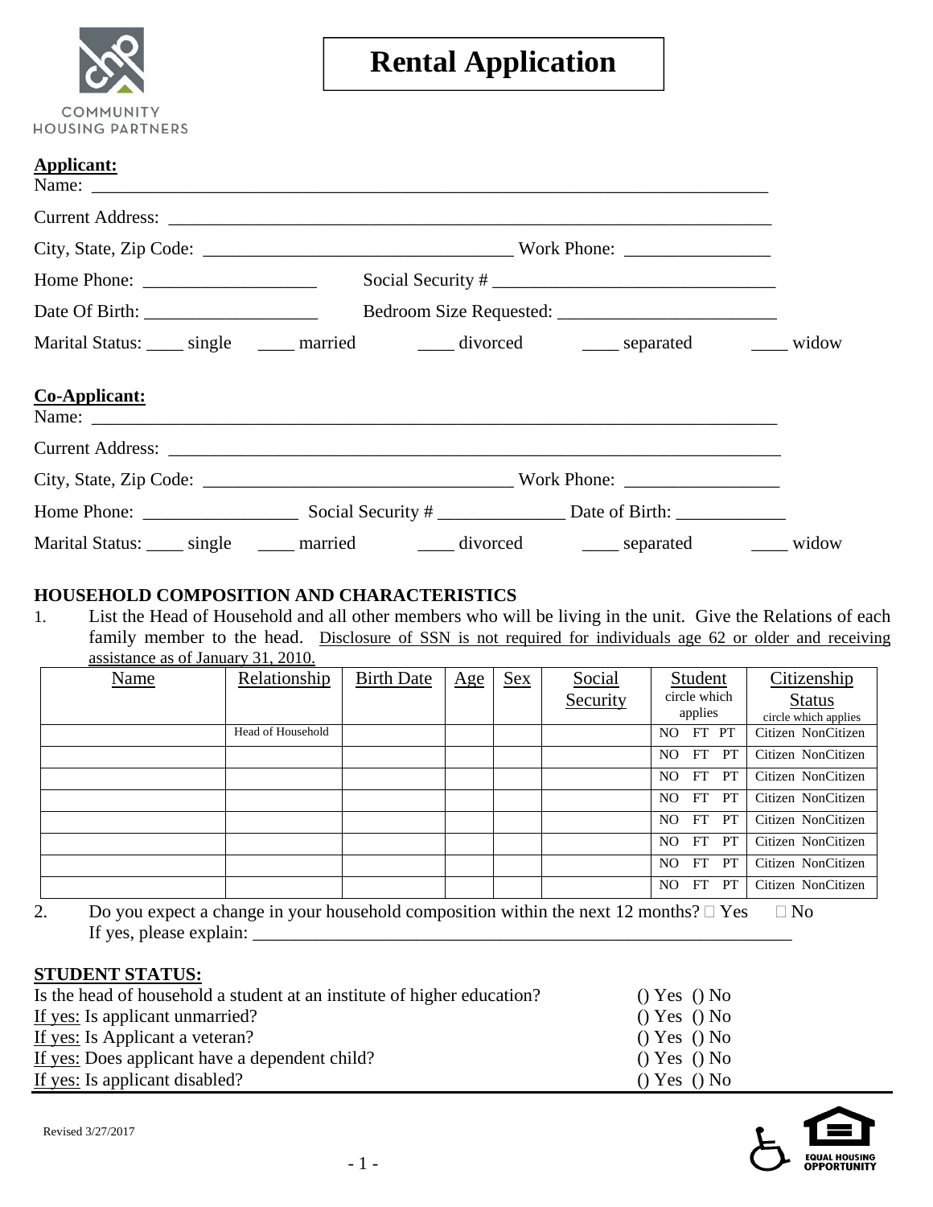COMMUNITY HOUSING PARTNERS

# Rental Application

**Applicant:**

Name: ___________________________________________________________________________

Current Address: ___________________________________________________________________

City, State, Zip Code: ___________________________________ Work Phone: ________________

Home Phone: ___________________ Social Security # _______________________________

Date Of Birth: ___________________ Bedroom Size Requested: ________________________

Marital Status: ____ single ____ married ____ divorced ____ separated ____ widow

**Co-Applicant:**

Name: ___________________________________________________________________________

Current Address: ___________________________________________________________________

City, State, Zip Code: ___________________________________ Work Phone: _________________

Home Phone: _________________ Social Security # ______________ Date of Birth: ____________

Marital Status: ____ single ____ married ____ divorced ____ separated ____ widow

## HOUSEHOLD COMPOSITION AND CHARACTERISTICS

1. List the Head of Household and all other members who will be living in the unit. Give the Relations of each family member to the head. Disclosure of SSN is not required for individuals age 62 or older and receiving assistance as of January 31, 2010.

| Name | Relationship | Birth Date | Age | Sex | Social Security | Student circle which applies | Citizenship Status circle which applies |
|---|---|---|---|---|---|---|---|
| | Head of Household | | | | | NO FT PT | Citizen NonCitizen |
| | | | | | | NO FT PT | Citizen NonCitizen |
| | | | | | | NO FT PT | Citizen NonCitizen |
| | | | | | | NO FT PT | Citizen NonCitizen |
| | | | | | | NO FT PT | Citizen NonCitizen |
| | | | | | | NO FT PT | Citizen NonCitizen |
| | | | | | | NO FT PT | Citizen NonCitizen |
| | | | | | | NO FT PT | Citizen NonCitizen |

2. Do you expect a change in your household composition within the next 12 months? ☐ Yes ☐ No
   If yes, please explain: ____________________________________________________________

**STUDENT STATUS:**

| | |
|---|---|
| Is the head of household a student at an institute of higher education? | () Yes () No |
| If yes: Is applicant unmarried? | () Yes () No |
| If yes: Is Applicant a veteran? | () Yes () No |
| If yes: Does applicant have a dependent child? | () Yes () No |
| If yes: Is applicant disabled? | () Yes () No |

Revised 3/27/2017

EQUAL HOUSING OPPORTUNITY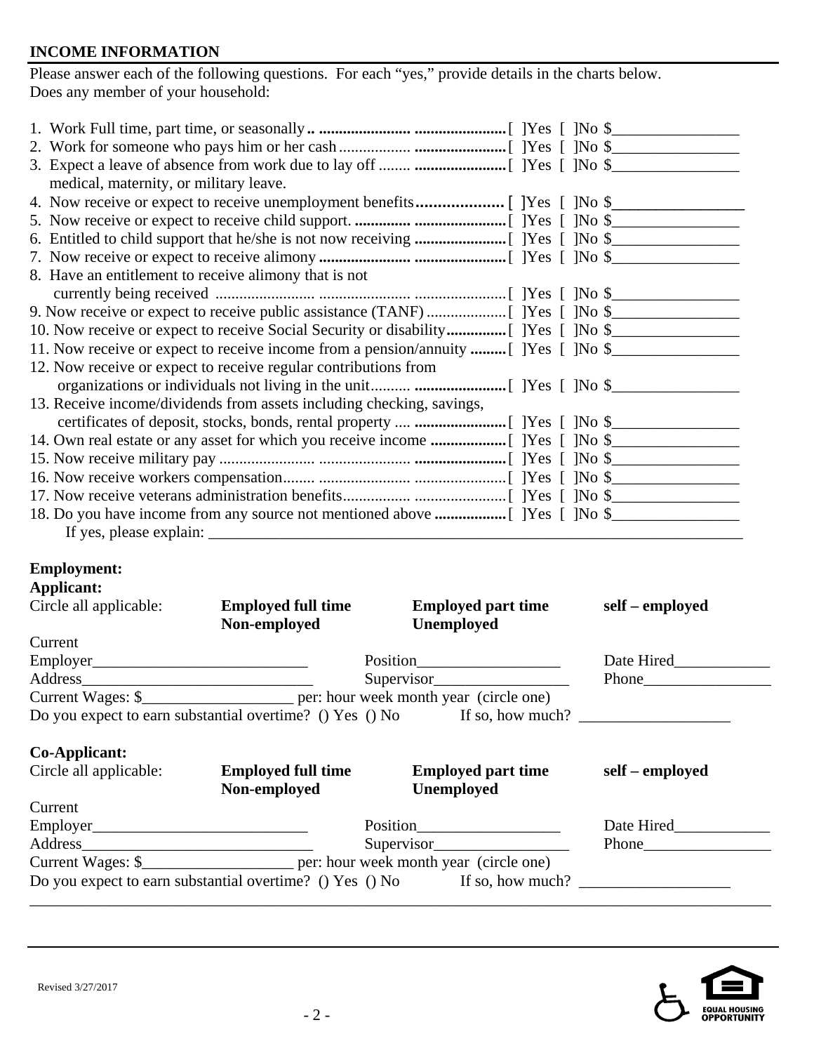**INCOME INFORMATION**

Please answer each of the following questions. For each "yes," provide details in the charts below.
Does any member of your household:

1. Work Full time, part time, or seasonally .. ...................... ...................... [ ]Yes [ ]No $________________
2. Work for someone who pays him or her cash ................. ...................... [ ]Yes [ ]No $________________
3. Expect a leave of absence from work due to lay off ........ ...................... [ ]Yes [ ]No $________________
   medical, maternity, or military leave.
4. Now receive or expect to receive unemployment benefits .................... [ ]Yes [ ]No $________________
5. Now receive or expect to receive child support. .............. ...................... [ ]Yes [ ]No $________________
6. Entitled to child support that he/she is not now receiving ...................... [ ]Yes [ ]No $________________
7. Now receive or expect to receive alimony ...................... ...................... [ ]Yes [ ]No $________________
8. Have an entitlement to receive alimony that is not
   currently being received ........................ ...................... ...................... [ ]Yes [ ]No $________________
9. Now receive or expect to receive public assistance (TANF) .................... [ ]Yes [ ]No $________________
10. Now receive or expect to receive Social Security or disability ............... [ ]Yes [ ]No $________________
11. Now receive or expect to receive income from a pension/annuity ......... [ ]Yes [ ]No $________________
12. Now receive or expect to receive regular contributions from
    organizations or individuals not living in the unit.......... ...................... [ ]Yes [ ]No $________________
13. Receive income/dividends from assets including checking, savings,
    certificates of deposit, stocks, bonds, rental property .... ...................... [ ]Yes [ ]No $________________
14. Own real estate or any asset for which you receive income ................... [ ]Yes [ ]No $________________
15. Now receive military pay ........................ ...................... ...................... [ ]Yes [ ]No $________________
16. Now receive workers compensation........ ...................... ...................... [ ]Yes [ ]No $________________
17. Now receive veterans administration benefits................ ...................... [ ]Yes [ ]No $________________
18. Do you have income from any source not mentioned above ................. [ ]Yes [ ]No $________________
    If yes, please explain: ______________________________________________________________________

**Employment:**

**Applicant:**

Circle all applicable: **Employed full time** **Employed part time** **self – employed** **Non-employed** **Unemployed**

Current Employer___________________________ Position__________________ Date Hired____________

Address_____________________________ Supervisor_________________ Phone________________

Current Wages: $___________________ per: hour week month year (circle one)

Do you expect to earn substantial overtime? () Yes () No If so, how much? ___________________

**Co-Applicant:**

Circle all applicable: **Employed full time** **Employed part time** **self – employed** **Non-employed** **Unemployed**

Current Employer___________________________ Position__________________ Date Hired____________

Address_____________________________ Supervisor_________________ Phone________________

Current Wages: $___________________ per: hour week month year (circle one)

Do you expect to earn substantial overtime? () Yes () No If so, how much? ___________________

Revised 3/27/2017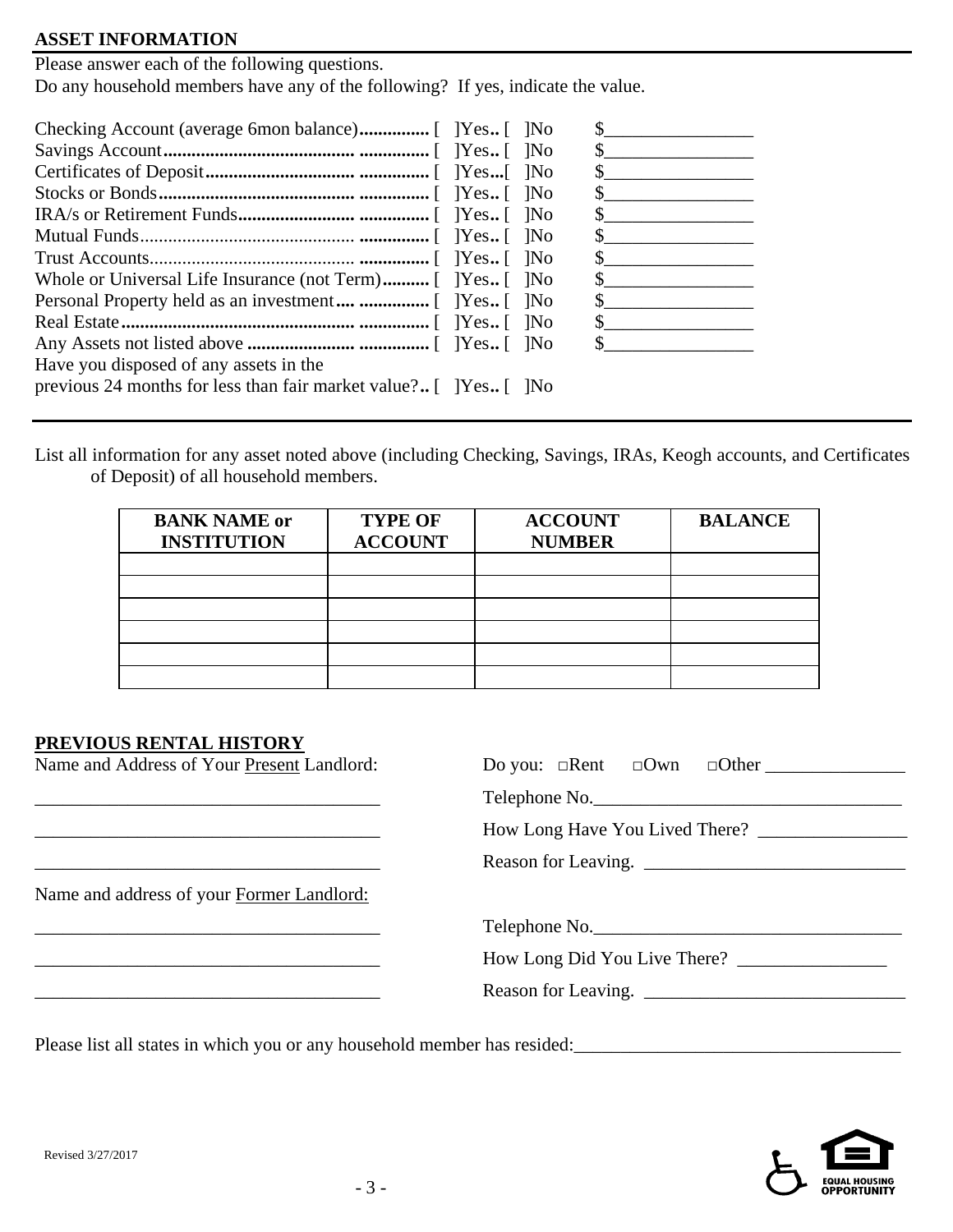## ASSET INFORMATION

Please answer each of the following questions.
Do any household members have any of the following? If yes, indicate the value.

| | | |
|---|---|---|
| Checking Account (average 6mon balace) | [ ]Yes.. [ ]No | $________________ |
| Savings Account | [ ]Yes.. [ ]No | $________________ |
| Certificates of Deposit | [ ]Yes...[ ]No | $________________ |
| Stocks or Bonds | [ ]Yes.. [ ]No | $________________ |
| IRA/s or Retirement Funds | [ ]Yes.. [ ]No | $________________ |
| Mutual Funds | [ ]Yes.. [ ]No | $________________ |
| Trust Accounts | [ ]Yes.. [ ]No | $________________ |
| Whole or Universal Life Insurance (not Term) | [ ]Yes.. [ ]No | $________________ |
| Personal Property held as an investment | [ ]Yes.. [ ]No | $________________ |
| Real Estate | [ ]Yes.. [ ]No | $________________ |
| Any Assets not listed above | [ ]Yes.. [ ]No | $________________ |
| Have you disposed of any assets in the previous 24 months for less than fair market value? | [ ]Yes.. [ ]No | |

List all information for any asset noted above (including Checking, Savings, IRAs, Keogh accounts, and Certificates of Deposit) of all household members.

| BANK NAME or INSTITUTION | TYPE OF ACCOUNT | ACCOUNT NUMBER | BALANCE |
|---|---|---|---|
| | | | |
| | | | |
| | | | |
| | | | |
| | | | |
| | | | |

## PREVIOUS RENTAL HISTORY

Name and Address of Your Present Landlord:

_____________________________________

_____________________________________

_____________________________________

Do you: □Rent □Own □Other _______________

Telephone No.__________________________________

How Long Have You Lived There? ________________

Reason for Leaving. ____________________________

Name and address of your Former Landlord:

_____________________________________

_____________________________________

_____________________________________

Telephone No.__________________________________

How Long Did You Live There? ________________

Reason for Leaving. ____________________________

Please list all states in which you or any household member has resided:___________________________________

Revised 3/27/2017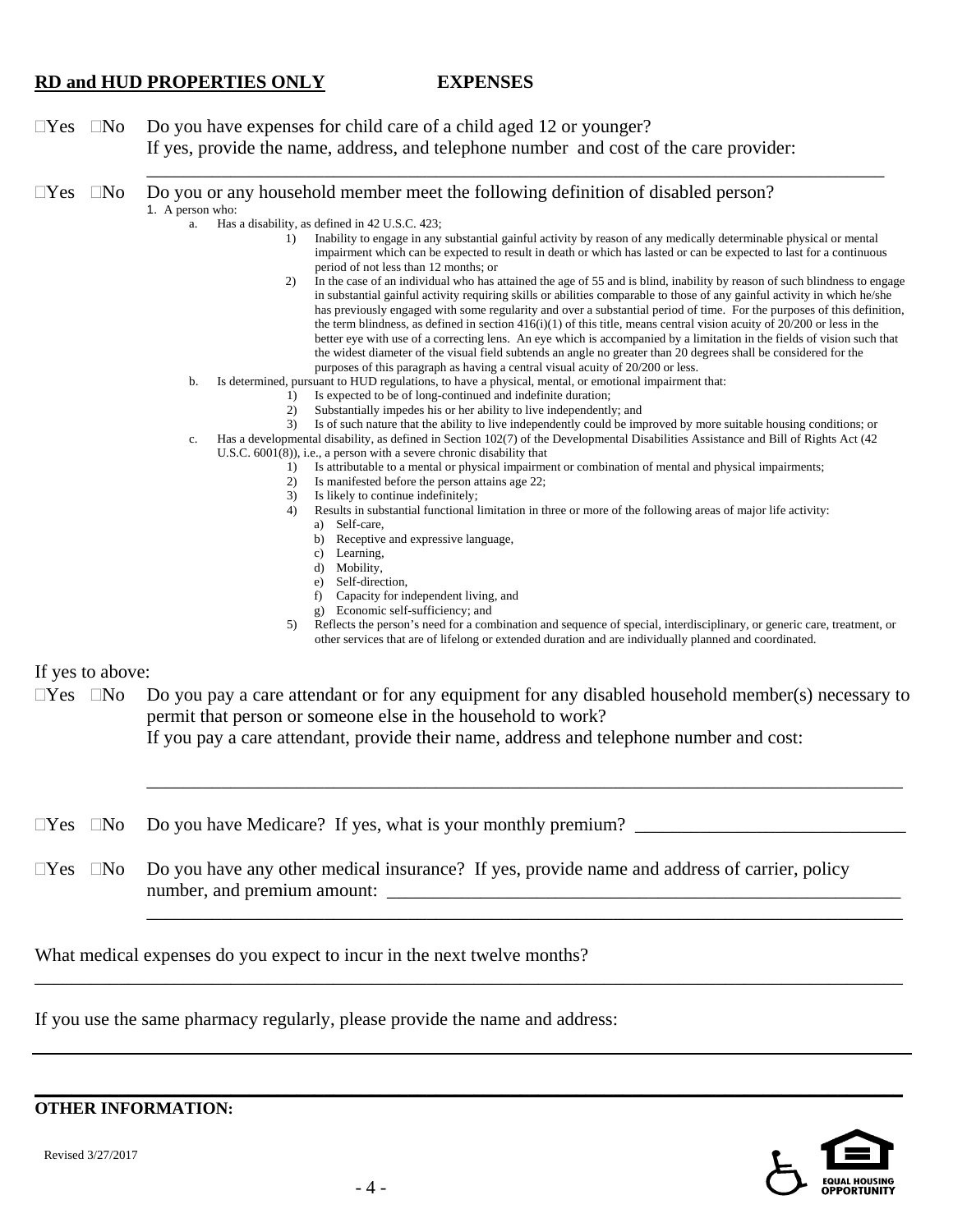**RD and HUD PROPERTIES ONLY** **EXPENSES**

☐Yes ☐No Do you have expenses for child care of a child aged 12 or younger?
If yes, provide the name, address, and telephone number and cost of the care provider:

___________________________________________________________________________

☐Yes ☐No Do you or any household member meet the following definition of disabled person?

1. A person who:
   a. Has a disability, as defined in 42 U.S.C. 423;
      1) Inability to engage in any substantial gainful activity by reason of any medically determinable physical or mental impairment which can be expected to result in death or which has lasted or can be expected to last for a continuous period of not less than 12 months; or
      2) In the case of an individual who has attained the age of 55 and is blind, inability by reason of such blindness to engage in substantial gainful activity requiring skills or abilities comparable to those of any gainful activity in which he/she has previously engaged with some regularity and over a substantial period of time. For the purposes of this definition, the term blindness, as defined in section 416(i)(1) of this title, means central vision acuity of 20/200 or less in the better eye with use of a correcting lens. An eye which is accompanied by a limitation in the fields of vision such that the widest diameter of the visual field subtends an angle no greater than 20 degrees shall be considered for the purposes of this paragraph as having a central visual acuity of 20/200 or less.
   b. Is determined, pursuant to HUD regulations, to have a physical, mental, or emotional impairment that:
      1) Is expected to be of long-continued and indefinite duration;
      2) Substantially impedes his or her ability to live independently; and
      3) Is of such nature that the ability to live independently could be improved by more suitable housing conditions; or
   c. Has a developmental disability, as defined in Section 102(7) of the Developmental Disabilities Assistance and Bill of Rights Act (42 U.S.C. 6001(8)), i.e., a person with a severe chronic disability that
      1) Is attributable to a mental or physical impairment or combination of mental and physical impairments;
      2) Is manifested before the person attains age 22;
      3) Is likely to continue indefinitely;
      4) Results in substantial functional limitation in three or more of the following areas of major life activity:
         a) Self-care,
         b) Receptive and expressive language,
         c) Learning,
         d) Mobility,
         e) Self-direction,
         f) Capacity for independent living, and
         g) Economic self-sufficiency; and
      5) Reflects the person's need for a combination and sequence of special, interdisciplinary, or generic care, treatment, or other services that are of lifelong or extended duration and are individually planned and coordinated.

If yes to above:

☐Yes ☐No Do you pay a care attendant or for any equipment for any disabled household member(s) necessary to permit that person or someone else in the household to work?
If you pay a care attendant, provide their name, address and telephone number and cost:

___________________________________________________________________________

☐Yes ☐No Do you have Medicare? If yes, what is your monthly premium? ____________________________

☐Yes ☐No Do you have any other medical insurance? If yes, provide name and address of carrier, policy number, and premium amount: ________________________________________________________
___________________________________________________________________________

What medical expenses do you expect to incur in the next twelve months?
___________________________________________________________________________

If you use the same pharmacy regularly, please provide the name and address:

___________________________________________________________________________

**OTHER INFORMATION:**

Revised 3/27/2017

EQUAL HOUSING OPPORTUNITY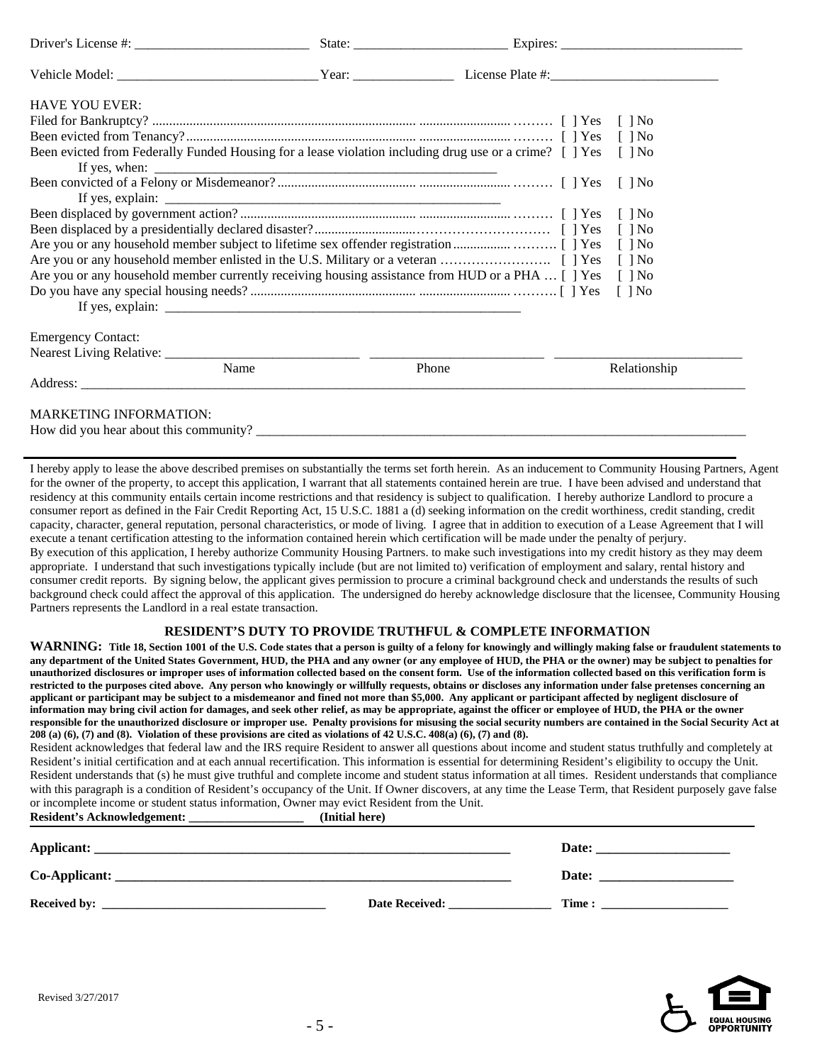Driver's License #: __________________________ State: ______________________ Expires: __________________________

Vehicle Model: _____________________________ Year: ______________ License Plate #: ________________________

HAVE YOU EVER:

Filed for Bankruptcy? ................................................................................... .......................... ……… [ ] Yes [ ] No

Been evicted from Tenancy? ................................................................... .......................... ……… [ ] Yes [ ] No

Been evicted from Federally Funded Housing for a lease violation including drug use or a crime? [ ] Yes [ ] No

If yes, when: ____________________________________________________

Been convicted of a Felony or Misdemeanor? ......................................... .......................... ……… [ ] Yes [ ] No

If yes, explain: __________________________________________________

Been displaced by government action? ................................................... .......................... ……… [ ] Yes [ ] No

Been displaced by a presidentially declared disaster? ............................……………………… [ ] Yes [ ] No

Are you or any household member subject to lifetime sex offender registration ................ ………. [ ] Yes [ ] No

Are you or any household member enlisted in the U.S. Military or a veteran …………………….. [ ] Yes [ ] No

Are you or any household member currently receiving housing assistance from HUD or a PHA … [ ] Yes [ ] No

Do you have any special housing needs? ................................................. .......................... ………. [ ] Yes [ ] No

If yes, explain: ______________________________________________________

Emergency Contact:

Nearest Living Relative: ____________________________ _________________________ __________________________

Name Phone Relationship

Address: ___________________________________________________________________________________________________

MARKETING INFORMATION:

How did you hear about this community? ___________________________________________________________________________

---

I hereby apply to lease the above described premises on substantially the terms set forth herein. As an inducement to Community Housing Partners, Agent for the owner of the property, to accept this application, I warrant that all statements contained herein are true. I have been advised and understand that residency at this community entails certain income restrictions and that residency is subject to qualification. I hereby authorize Landlord to procure a consumer report as defined in the Fair Credit Reporting Act, 15 U.S.C. 1881 a (d) seeking information on the credit worthiness, credit standing, credit capacity, character, general reputation, personal characteristics, or mode of living. I agree that in addition to execution of a Lease Agreement that I will execute a tenant certification attesting to the information contained herein which certification will be made under the penalty of perjury.
By execution of this application, I hereby authorize Community Housing Partners. to make such investigations into my credit history as they may deem appropriate. I understand that such investigations typically include (but are not limited to) verification of employment and salary, rental history and consumer credit reports. By signing below, the applicant gives permission to procure a criminal background check and understands the results of such background check could affect the approval of this application. The undersigned do hereby acknowledge disclosure that the licensee, Community Housing Partners represents the Landlord in a real estate transaction.

## RESIDENT'S DUTY TO PROVIDE TRUTHFUL & COMPLETE INFORMATION

**WARNING: Title 18, Section 1001 of the U.S. Code states that a person is guilty of a felony for knowingly and willingly making false or fraudulent statements to any department of the United States Government, HUD, the PHA and any owner (or any employee of HUD, the PHA or the owner) may be subject to penalties for unauthorized disclosures or improper uses of information collected based on the consent form. Use of the information collected based on this verification form is restricted to the purposes cited above. Any person who knowingly or willfully requests, obtains or discloses any information under false pretenses concerning an applicant or participant may be subject to a misdemeanor and fined not more than $5,000. Any applicant or participant affected by negligent disclosure of information may bring civil action for damages, and seek other relief, as may be appropriate, against the officer or employee of HUD, the PHA or the owner responsible for the unauthorized disclosure or improper use. Penalty provisions for misusing the social security numbers are contained in the Social Security Act at 208 (a) (6), (7) and (8). Violation of these provisions are cited as violations of 42 U.S.C. 408(a) (6), (7) and (8).**

Resident acknowledges that federal law and the IRS require Resident to answer all questions about income and student status truthfully and completely at Resident's initial certification and at each annual recertification. This information is essential for determining Resident's eligibility to occupy the Unit. Resident understands that (s) he must give truthful and complete income and student status information at all times. Resident understands that compliance with this paragraph is a condition of Resident's occupancy of the Unit. If Owner discovers, at any time the Lease Term, that Resident purposely gave false or incomplete income or student status information, Owner may evict Resident from the Unit.

**Resident's Acknowledgement: __________________ (Initial here)**

**Applicant: ______________________________________________________________ Date: _____________________**

**Co-Applicant: ___________________________________________________________ Date: _____________________**

**Received by: ___________________________________ Date Received: ________________ Time : ____________________**

Revised 3/27/2017

EQUAL HOUSING OPPORTUNITY